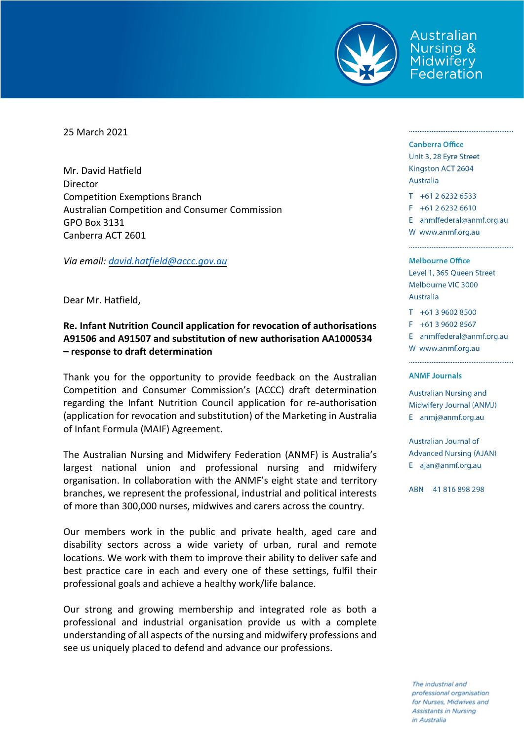Australian Nursing & Midwifery Federation

25 March 2021

Mr. David Hatfield
Director
Competition Exemptions Branch
Australian Competition and Consumer Commission
GPO Box 3131
Canberra ACT 2601

*Via email: david.hatfield@accc.gov.au*

Dear Mr. Hatfield,

**Re. Infant Nutrition Council application for revocation of authorisations A91506 and A91507 and substitution of new authorisation AA1000534 – response to draft determination**

Thank you for the opportunity to provide feedback on the Australian Competition and Consumer Commission's (ACCC) draft determination regarding the Infant Nutrition Council application for re-authorisation (application for revocation and substitution) of the Marketing in Australia of Infant Formula (MAIF) Agreement.

The Australian Nursing and Midwifery Federation (ANMF) is Australia's largest national union and professional nursing and midwifery organisation. In collaboration with the ANMF's eight state and territory branches, we represent the professional, industrial and political interests of more than 300,000 nurses, midwives and carers across the country.

Our members work in the public and private health, aged care and disability sectors across a wide variety of urban, rural and remote locations. We work with them to improve their ability to deliver safe and best practice care in each and every one of these settings, fulfil their professional goals and achieve a healthy work/life balance.

Our strong and growing membership and integrated role as both a professional and industrial organisation provide us with a complete understanding of all aspects of the nursing and midwifery professions and see us uniquely placed to defend and advance our professions.

**Canberra Office**
Unit 3, 28 Eyre Street
Kingston ACT 2604
Australia
T +61 2 6232 6533
F +61 2 6232 6610
E anmffederal@anmf.org.au
W www.anmf.org.au

**Melbourne Office**
Level 1, 365 Queen Street
Melbourne VIC 3000
Australia
T +61 3 9602 8500
F +61 3 9602 8567
E anmffederal@anmf.org.au
W www.anmf.org.au

**ANMF Journals**

Australian Nursing and Midwifery Journal (ANMJ)
E anmj@anmf.org.au

Australian Journal of Advanced Nursing (AJAN)
E ajan@anmf.org.au

ABN 41 816 898 298

*The industrial and professional organisation for Nurses, Midwives and Assistants in Nursing in Australia*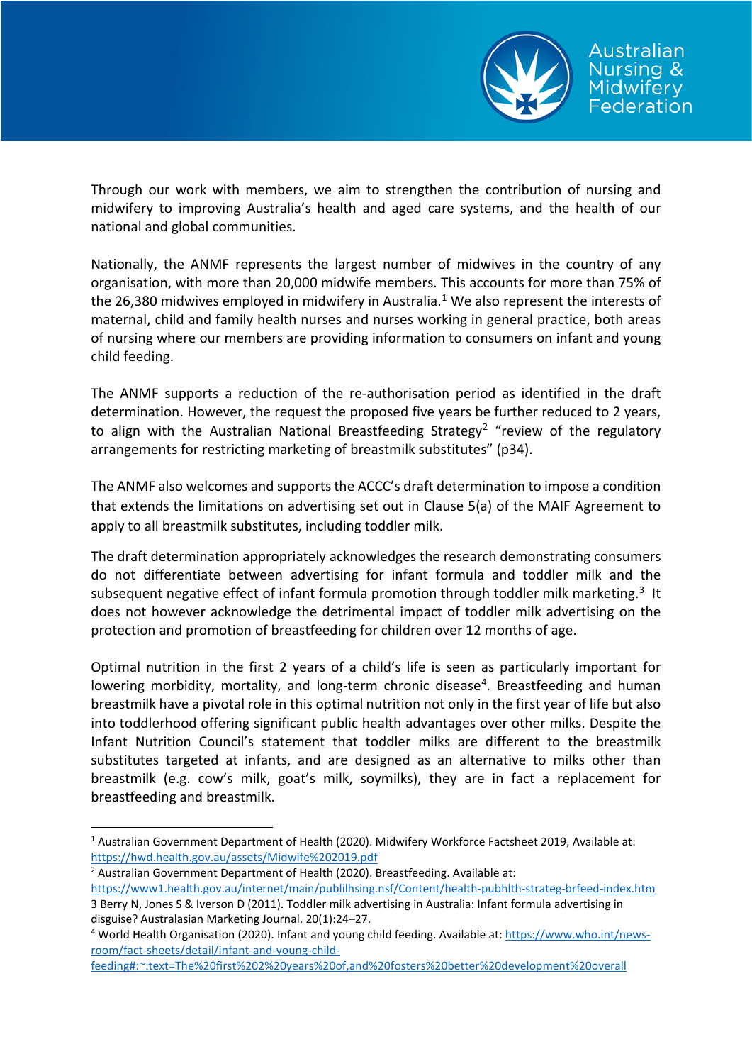Through our work with members, we aim to strengthen the contribution of nursing and midwifery to improving Australia's health and aged care systems, and the health of our national and global communities.

Nationally, the ANMF represents the largest number of midwives in the country of any organisation, with more than 20,000 midwife members. This accounts for more than 75% of the 26,380 midwives employed in midwifery in Australia.[1] We also represent the interests of maternal, child and family health nurses and nurses working in general practice, both areas of nursing where our members are providing information to consumers on infant and young child feeding.

The ANMF supports a reduction of the re-authorisation period as identified in the draft determination. However, the request the proposed five years be further reduced to 2 years, to align with the Australian National Breastfeeding Strategy[2] "review of the regulatory arrangements for restricting marketing of breastmilk substitutes" (p34).

The ANMF also welcomes and supports the ACCC's draft determination to impose a condition that extends the limitations on advertising set out in Clause 5(a) of the MAIF Agreement to apply to all breastmilk substitutes, including toddler milk.

The draft determination appropriately acknowledges the research demonstrating consumers do not differentiate between advertising for infant formula and toddler milk and the subsequent negative effect of infant formula promotion through toddler milk marketing.[3] It does not however acknowledge the detrimental impact of toddler milk advertising on the protection and promotion of breastfeeding for children over 12 months of age.

Optimal nutrition in the first 2 years of a child's life is seen as particularly important for lowering morbidity, mortality, and long-term chronic disease[4]. Breastfeeding and human breastmilk have a pivotal role in this optimal nutrition not only in the first year of life but also into toddlerhood offering significant public health advantages over other milks. Despite the Infant Nutrition Council's statement that toddler milks are different to the breastmilk substitutes targeted at infants, and are designed as an alternative to milks other than breastmilk (e.g. cow's milk, goat's milk, soymilks), they are in fact a replacement for breastfeeding and breastmilk.

---

[1] Australian Government Department of Health (2020). Midwifery Workforce Factsheet 2019, Available at: https://hwd.health.gov.au/assets/Midwife%202019.pdf

[2] Australian Government Department of Health (2020). Breastfeeding. Available at: https://www1.health.gov.au/internet/main/publilhsing.nsf/Content/health-pubhlth-strateg-brfeed-index.htm

3 Berry N, Jones S & Iverson D (2011). Toddler milk advertising in Australia: Infant formula advertising in disguise? Australasian Marketing Journal. 20(1):24–27.

[4] World Health Organisation (2020). Infant and young child feeding. Available at: https://www.who.int/news-room/fact-sheets/detail/infant-and-young-child-feeding#:~:text=The%20first%202%20years%20of,and%20fosters%20better%20development%20overall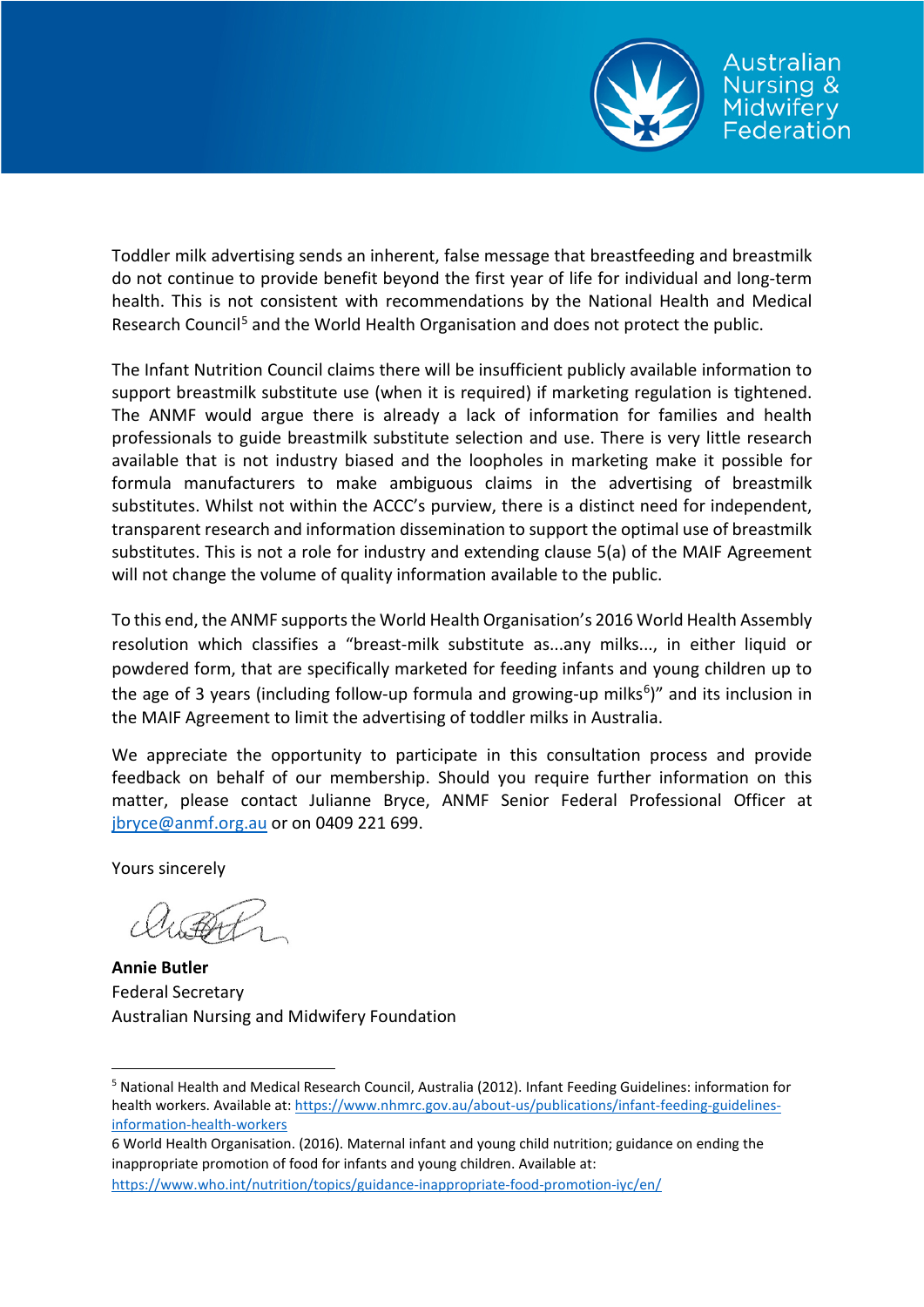Toddler milk advertising sends an inherent, false message that breastfeeding and breastmilk do not continue to provide benefit beyond the first year of life for individual and long-term health. This is not consistent with recommendations by the National Health and Medical Research Council[5] and the World Health Organisation and does not protect the public.

The Infant Nutrition Council claims there will be insufficient publicly available information to support breastmilk substitute use (when it is required) if marketing regulation is tightened. The ANMF would argue there is already a lack of information for families and health professionals to guide breastmilk substitute selection and use. There is very little research available that is not industry biased and the loopholes in marketing make it possible for formula manufacturers to make ambiguous claims in the advertising of breastmilk substitutes. Whilst not within the ACCC's purview, there is a distinct need for independent, transparent research and information dissemination to support the optimal use of breastmilk substitutes. This is not a role for industry and extending clause 5(a) of the MAIF Agreement will not change the volume of quality information available to the public.

To this end, the ANMF supports the World Health Organisation's 2016 World Health Assembly resolution which classifies a "breast-milk substitute as...any milks..., in either liquid or powdered form, that are specifically marketed for feeding infants and young children up to the age of 3 years (including follow-up formula and growing-up milks[6])" and its inclusion in the MAIF Agreement to limit the advertising of toddler milks in Australia.

We appreciate the opportunity to participate in this consultation process and provide feedback on behalf of our membership. Should you require further information on this matter, please contact Julianne Bryce, ANMF Senior Federal Professional Officer at jbryce@anmf.org.au or on 0409 221 699.

Yours sincerely

**Annie Butler**
Federal Secretary
Australian Nursing and Midwifery Foundation

---

[5] National Health and Medical Research Council, Australia (2012). Infant Feeding Guidelines: information for health workers. Available at: https://www.nhmrc.gov.au/about-us/publications/infant-feeding-guidelines-information-health-workers

6 World Health Organisation. (2016). Maternal infant and young child nutrition; guidance on ending the inappropriate promotion of food for infants and young children. Available at: https://www.who.int/nutrition/topics/guidance-inappropriate-food-promotion-iyc/en/